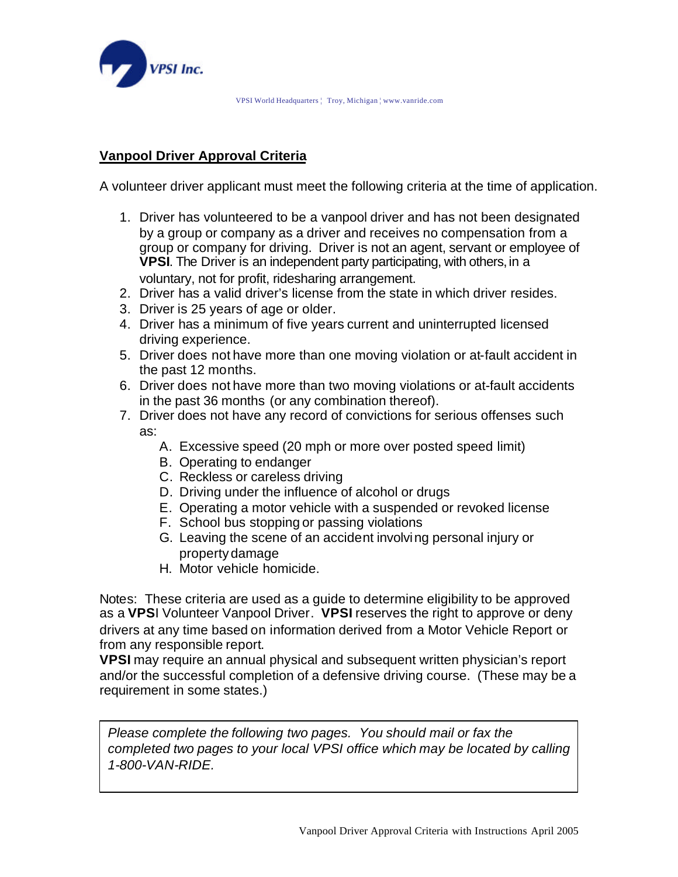VPSI Inc.

VPSI World Headquarters ¦ Troy, Michigan ¦ www.vanride.com

## Vanpool Driver Approval Criteria

A volunteer driver applicant must meet the following criteria at the time of application.

1. Driver has volunteered to be a vanpool driver and has not been designated by a group or company as a driver and receives no compensation from a group or company for driving. Driver is not an agent, servant or employee of **VPSI**. The Driver is an independent party participating, with others, in a voluntary, not for profit, ridesharing arrangement.
2. Driver has a valid driver's license from the state in which driver resides.
3. Driver is 25 years of age or older.
4. Driver has a minimum of five years current and uninterrupted licensed driving experience.
5. Driver does not have more than one moving violation or at-fault accident in the past 12 months.
6. Driver does not have more than two moving violations or at-fault accidents in the past 36 months (or any combination thereof).
7. Driver does not have any record of convictions for serious offenses such as:
   A. Excessive speed (20 mph or more over posted speed limit)
   B. Operating to endanger
   C. Reckless or careless driving
   D. Driving under the influence of alcohol or drugs
   E. Operating a motor vehicle with a suspended or revoked license
   F. School bus stopping or passing violations
   G. Leaving the scene of an accident involving personal injury or property damage
   H. Motor vehicle homicide.

Notes: These criteria are used as a guide to determine eligibility to be approved as a **VPS**I Volunteer Vanpool Driver. **VPSI** reserves the right to approve or deny drivers at any time based on information derived from a Motor Vehicle Report or from any responsible report.

**VPSI** may require an annual physical and subsequent written physician's report and/or the successful completion of a defensive driving course. (These may be a requirement in some states.)

*Please complete the following two pages. You should mail or fax the completed two pages to your local VPSI office which may be located by calling 1-800-VAN-RIDE.*

Vanpool Driver Approval Criteria with Instructions April 2005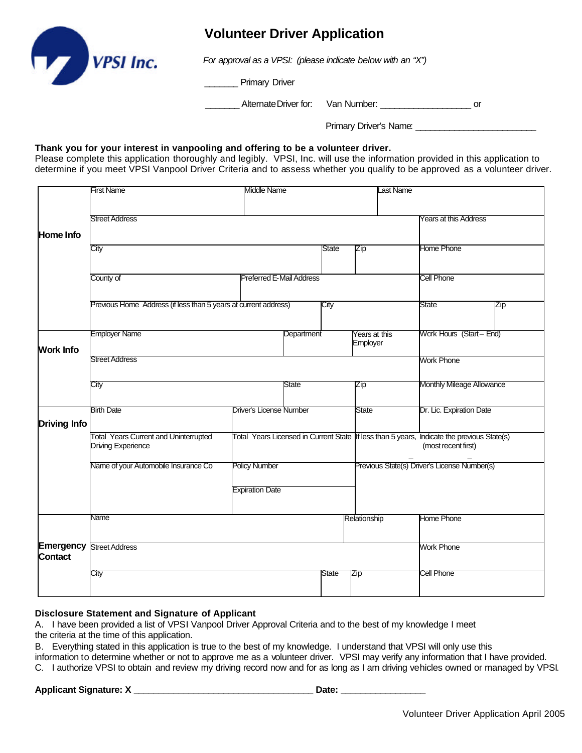# Volunteer Driver Application

VPSI Inc.

*For approval as a VPSI: (please indicate below with an "X")*

_______ Primary Driver

_______ Alternate Driver for: Van Number: __________________ or

Primary Driver's Name: ________________________

**Thank you for your interest in vanpooling and offering to be a volunteer driver.**
Please complete this application thoroughly and legibly. VPSI, Inc. will use the information provided in this application to determine if you meet VPSI Vanpool Driver Criteria and to assess whether you qualify to be approved as a volunteer driver.

| | | | | |
|---|---|---|---|---|
| **Home Info** | First Name | Middle Name | Last Name | |
| | Street Address | | | Years at this Address |
| | City | State | Zip | Home Phone |
| | County of | Preferred E-Mail Address | | Cell Phone |
| | Previous Home Address (if less than 5 years at current address) | City | State | Zip |
| **Work Info** | Employer Name | Department | Years at this Employer | Work Hours (Start – End) |
| | Street Address | | | Work Phone |
| | City | State | Zip | Monthly Mileage Allowance |
| **Driving Info** | Birth Date | Driver's License Number | State | Dr. Lic. Expiration Date |
| | Total Years Current and Uninterrupted Driving Experience | Total Years Licensed in Current State | If less than 5 years, Indicate the previous State(s) (most recent first) | |
| | Name of your Automobile Insurance Co | Policy Number / Expiration Date | Previous State(s) Driver's License Number(s) | |
| **Emergency Contact** | Name | | Relationship | Home Phone |
| | Street Address | | | Work Phone |
| | City | State | Zip | Cell Phone |

**Disclosure Statement and Signature of Applicant**

A. I have been provided a list of VPSI Vanpool Driver Approval Criteria and to the best of my knowledge I meet the criteria at the time of this application.

B. Everything stated in this application is true to the best of my knowledge. I understand that VPSI will only use this information to determine whether or not to approve me as a volunteer driver. VPSI may verify any information that I have provided.

C. I authorize VPSI to obtain and review my driving record now and for as long as I am driving vehicles owned or managed by VPSI.

**Applicant Signature: X** ___________________________________ **Date:** ________________

Volunteer Driver Application April 2005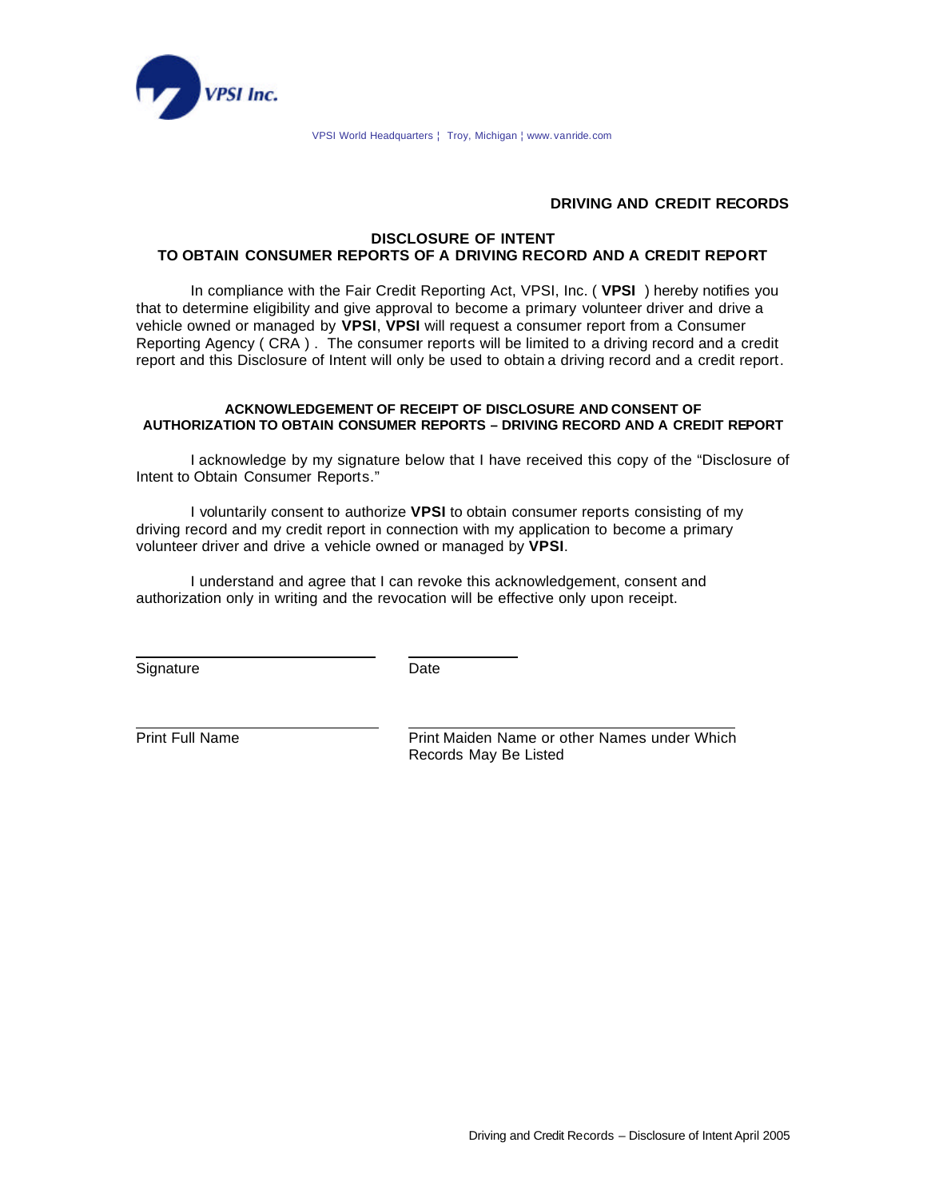VPSI Inc.

VPSI World Headquarters ¦ Troy, Michigan ¦ www.vanride.com

**DRIVING AND CREDIT RECORDS**

## DISCLOSURE OF INTENT TO OBTAIN CONSUMER REPORTS OF A DRIVING RECORD AND A CREDIT REPORT

In compliance with the Fair Credit Reporting Act, VPSI, Inc. ( **VPSI** ) hereby notifies you that to determine eligibility and give approval to become a primary volunteer driver and drive a vehicle owned or managed by **VPSI**, **VPSI** will request a consumer report from a Consumer Reporting Agency ( CRA ) . The consumer reports will be limited to a driving record and a credit report and this Disclosure of Intent will only be used to obtain a driving record and a credit report.

### ACKNOWLEDGEMENT OF RECEIPT OF DISCLOSURE AND CONSENT OF AUTHORIZATION TO OBTAIN CONSUMER REPORTS – DRIVING RECORD AND A CREDIT REPORT

I acknowledge by my signature below that I have received this copy of the "Disclosure of Intent to Obtain Consumer Reports."

I voluntarily consent to authorize **VPSI** to obtain consumer reports consisting of my driving record and my credit report in connection with my application to become a primary volunteer driver and drive a vehicle owned or managed by **VPSI**.

I understand and agree that I can revoke this acknowledgement, consent and authorization only in writing and the revocation will be effective only upon receipt.

\_\_\_\_\_\_\_\_\_\_\_\_\_\_\_\_\_\_\_\_\_\_\_\_\_\_\_\_\_\_ \_\_\_\_\_\_\_\_\_\_\_\_\_\_

Signature Date

\_\_\_\_\_\_\_\_\_\_\_\_\_\_\_\_\_\_\_\_\_\_\_\_\_\_\_\_\_\_ \_\_\_\_\_\_\_\_\_\_\_\_\_\_\_\_\_\_\_\_\_\_\_\_\_\_\_\_\_\_\_\_\_\_\_\_\_\_\_\_

Print Full Name Print Maiden Name or other Names under Which Records May Be Listed

Driving and Credit Records – Disclosure of Intent April 2005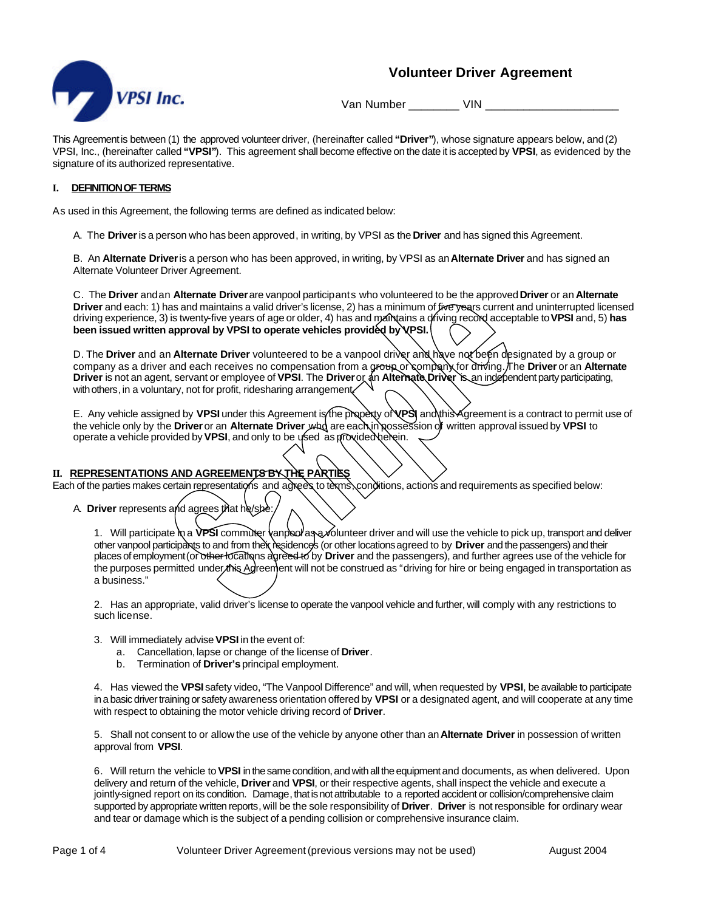# Volunteer Driver Agreement

VPSI Inc.

Van Number ________ VIN ____________________

This Agreement is between (1) the approved volunteer driver, (hereinafter called **"Driver"**), whose signature appears below, and (2) VPSI, Inc., (hereinafter called **"VPSI"**). This agreement shall become effective on the date it is accepted by **VPSI**, as evidenced by the signature of its authorized representative.

## I. DEFINITION OF TERMS

As used in this Agreement, the following terms are defined as indicated below:

A. The **Driver** is a person who has been approved, in writing, by VPSI as the **Driver** and has signed this Agreement.

B. An **Alternate Driver** is a person who has been approved, in writing, by VPSI as an **Alternate Driver** and has signed an Alternate Volunteer Driver Agreement.

C. The **Driver** and an **Alternate Driver** are vanpool participants who volunteered to be the approved **Driver** or an **Alternate Driver** and each: 1) has and maintains a valid driver's license, 2) has a minimum of five years current and uninterrupted licensed driving experience, 3) is twenty-five years of age or older, 4) has and maintains a driving record acceptable to **VPSI** and, 5) **has been issued written approval by VPSI to operate vehicles provided by VPSI.**

D. The **Driver** and an **Alternate Driver** volunteered to be a vanpool driver and have not been designated by a group or company as a driver and each receives no compensation from a group or company for driving. The **Driver** or an **Alternate Driver** is not an agent, servant or employee of **VPSI**. The **Driver** or an **Alternate Driver** is an independent party participating, with others, in a voluntary, not for profit, ridesharing arrangement.

E. Any vehicle assigned by **VPSI** under this Agreement is the property of **VPSI** and this Agreement is a contract to permit use of the vehicle only by the **Driver** or an **Alternate Driver** who are each in possession of written approval issued by **VPSI** to operate a vehicle provided by **VPSI**, and only to be used as provided herein.

## II. REPRESENTATIONS AND AGREEMENTS BY THE PARTIES

Each of the parties makes certain representations and agrees to terms, conditions, actions and requirements as specified below:

A. **Driver** represents and agrees that he/she:

1. Will participate in a **VPSI** commuter vanpool as a volunteer driver and will use the vehicle to pick up, transport and deliver other vanpool participants to and from their residences (or other locations agreed to by **Driver** and the passengers) and their places of employment (or other locations agreed to by **Driver** and the passengers), and further agrees use of the vehicle for the purposes permitted under this Agreement will not be construed as "driving for hire or being engaged in transportation as a business."

2. Has an appropriate, valid driver's license to operate the vanpool vehicle and further, will comply with any restrictions to such license.

3. Will immediately advise **VPSI** in the event of:
   a. Cancellation, lapse or change of the license of **Driver**.
   b. Termination of **Driver's** principal employment.

4. Has viewed the **VPSI** safety video, "The Vanpool Difference" and will, when requested by **VPSI**, be available to participate in a basic driver training or safety awareness orientation offered by **VPSI** or a designated agent, and will cooperate at any time with respect to obtaining the motor vehicle driving record of **Driver**.

5. Shall not consent to or allow the use of the vehicle by anyone other than an **Alternate Driver** in possession of written approval from **VPSI**.

6. Will return the vehicle to **VPSI** in the same condition, and with all the equipment and documents, as when delivered. Upon delivery and return of the vehicle, **Driver** and **VPSI**, or their respective agents, shall inspect the vehicle and execute a jointly-signed report on its condition. Damage, that is not attributable to a reported accident or collision/comprehensive claim supported by appropriate written reports, will be the sole responsibility of **Driver**. **Driver** is not responsible for ordinary wear and tear or damage which is the subject of a pending collision or comprehensive insurance claim.

Volunteer Driver Agreement (previous versions may not be used) August 2004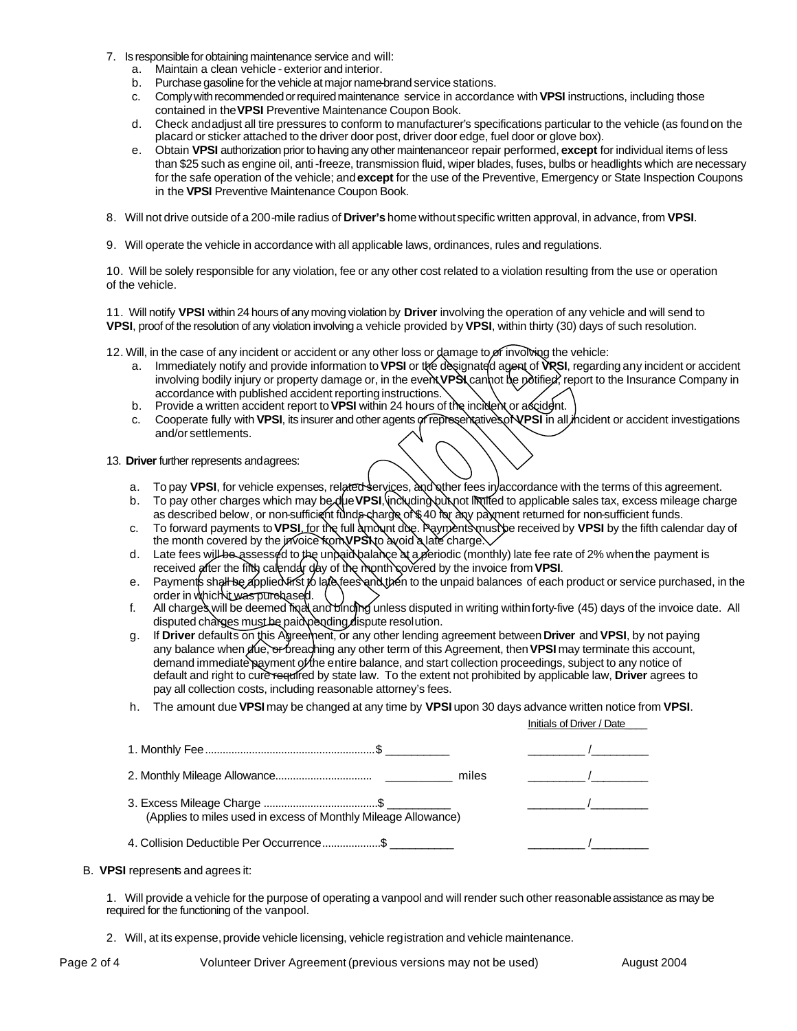7. Is responsible for obtaining maintenance service and will:
   a. Maintain a clean vehicle - exterior and interior.
   b. Purchase gasoline for the vehicle at major name-brand service stations.
   c. Comply with recommended or required maintenance service in accordance with **VPSI** instructions, including those contained in the **VPSI** Preventive Maintenance Coupon Book.
   d. Check and adjust all tire pressures to conform to manufacturer's specifications particular to the vehicle (as found on the placard or sticker attached to the driver door post, driver door edge, fuel door or glove box).
   e. Obtain **VPSI** authorization prior to having any other maintenance or repair performed, **except** for individual items of less than $25 such as engine oil, anti-freeze, transmission fluid, wiper blades, fuses, bulbs or headlights which are necessary for the safe operation of the vehicle; and **except** for the use of the Preventive, Emergency or State Inspection Coupons in the **VPSI** Preventive Maintenance Coupon Book.

8. Will not drive outside of a 200-mile radius of **Driver's** home without specific written approval, in advance, from **VPSI**.

9. Will operate the vehicle in accordance with all applicable laws, ordinances, rules and regulations.

10. Will be solely responsible for any violation, fee or any other cost related to a violation resulting from the use or operation of the vehicle.

11. Will notify **VPSI** within 24 hours of any moving violation by **Driver** involving the operation of any vehicle and will send to **VPSI**, proof of the resolution of any violation involving a vehicle provided by **VPSI**, within thirty (30) days of such resolution.

12. Will, in the case of any incident or accident or any other loss or damage to or involving the vehicle:
   a. Immediately notify and provide information to **VPSI** or the designated agent of **VPSI**, regarding any incident or accident involving bodily injury or property damage or, in the event **VPSI** cannot be notified, report to the Insurance Company in accordance with published accident reporting instructions.
   b. Provide a written accident report to **VPSI** within 24 hours of the incident or accident.
   c. Cooperate fully with **VPSI**, its insurer and other agents or representatives of **VPSI** in all incident or accident investigations and/or settlements.

13. **Driver** further represents and agrees:

   a. To pay **VPSI**, for vehicle expenses, related services, and other fees in accordance with the terms of this agreement.
   b. To pay other charges which may be due **VPSI**, including but not limited to applicable sales tax, excess mileage charge as described below, or non-sufficient funds charge of $40 for any payment returned for non-sufficient funds.
   c. To forward payments to **VPSI**, for the full amount due. Payments must be received by **VPSI** by the fifth calendar day of the month covered by the invoice from **VPSI** to avoid a late charge.
   d. Late fees will be assessed to the unpaid balance at a periodic (monthly) late fee rate of 2% when the payment is received after the fifth calendar day of the month covered by the invoice from **VPSI**.
   e. Payments shall be applied first to late fees and then to the unpaid balances of each product or service purchased, in the order in which it was purchased.
   f. All charges will be deemed final and binding unless disputed in writing within forty-five (45) days of the invoice date. All disputed charges must be paid pending dispute resolution.
   g. If **Driver** defaults on this Agreement, or any other lending agreement between **Driver** and **VPSI**, by not paying any balance when due, or breaching any other term of this Agreement, then **VPSI** may terminate this account, demand immediate payment of the entire balance, and start collection proceedings, subject to any notice of default and right to cure required by state law. To the extent not prohibited by applicable law, **Driver** agrees to pay all collection costs, including reasonable attorney's fees.
   h. The amount due **VPSI** may be changed at any time by **VPSI** upon 30 days advance written notice from **VPSI**.

| | | Initials of Driver / Date |
|---|---|---|
| 1. Monthly Fee........................................................ | $ __________ | _________ /_________ |
| 2. Monthly Mileage Allowance................................ | __________ miles | _________ /_________ |
| 3. Excess Mileage Charge ...................................... (Applies to miles used in excess of Monthly Mileage Allowance) | $ __________ | _________ /_________ |
| 4. Collision Deductible Per Occurrence.................... | $ __________ | _________ /_________ |

B. **VPSI** represents and agrees it:

1. Will provide a vehicle for the purpose of operating a vanpool and will render such other reasonable assistance as may be required for the functioning of the vanpool.

2. Will, at its expense, provide vehicle licensing, vehicle registration and vehicle maintenance.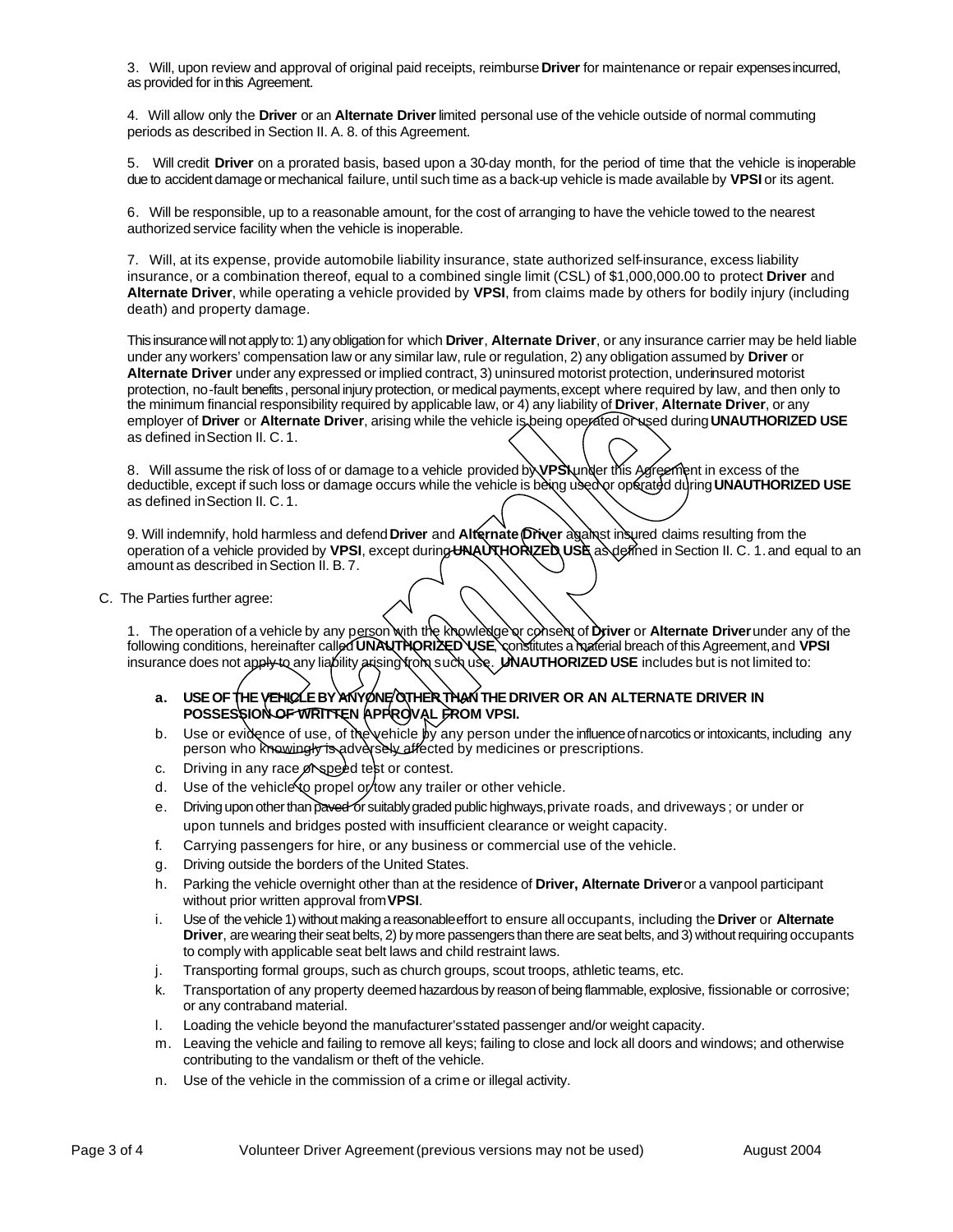3. Will, upon review and approval of original paid receipts, reimburse **Driver** for maintenance or repair expenses incurred, as provided for in this Agreement.

4. Will allow only the **Driver** or an **Alternate Driver** limited personal use of the vehicle outside of normal commuting periods as described in Section II. A. 8. of this Agreement.

5. Will credit **Driver** on a prorated basis, based upon a 30-day month, for the period of time that the vehicle is inoperable due to accident damage or mechanical failure, until such time as a back-up vehicle is made available by **VPSI** or its agent.

6. Will be responsible, up to a reasonable amount, for the cost of arranging to have the vehicle towed to the nearest authorized service facility when the vehicle is inoperable.

7. Will, at its expense, provide automobile liability insurance, state authorized self-insurance, excess liability insurance, or a combination thereof, equal to a combined single limit (CSL) of $1,000,000.00 to protect **Driver** and **Alternate Driver**, while operating a vehicle provided by **VPSI**, from claims made by others for bodily injury (including death) and property damage.

This insurance will not apply to: 1) any obligation for which **Driver**, **Alternate Driver**, or any insurance carrier may be held liable under any workers' compensation law or any similar law, rule or regulation, 2) any obligation assumed by **Driver** or **Alternate Driver** under any expressed or implied contract, 3) uninsured motorist protection, underinsured motorist protection, no-fault benefits, personal injury protection, or medical payments, except where required by law, and then only to the minimum financial responsibility required by applicable law, or 4) any liability of **Driver**, **Alternate Driver**, or any employer of **Driver** or **Alternate Driver**, arising while the vehicle is being operated or used during **UNAUTHORIZED USE** as defined in Section II. C. 1.

8. Will assume the risk of loss of or damage to a vehicle provided by **VPSI** under this Agreement in excess of the deductible, except if such loss or damage occurs while the vehicle is being used or operated during **UNAUTHORIZED USE** as defined in Section II. C. 1.

9. Will indemnify, hold harmless and defend **Driver** and **Alternate Driver** against insured claims resulting from the operation of a vehicle provided by **VPSI**, except during **UNAUTHORIZED USE** as defined in Section II. C. 1. and equal to an amount as described in Section II. B. 7.

C. The Parties further agree:

1. The operation of a vehicle by any person with the knowledge or consent of **Driver** or **Alternate Driver** under any of the following conditions, hereinafter called **UNAUTHORIZED USE**, constitutes a material breach of this Agreement, and **VPSI** insurance does not apply to any liability arising from such use. **UNAUTHORIZED USE** includes but is not limited to:

a. **USE OF THE VEHICLE BY ANYONE OTHER THAN THE DRIVER OR AN ALTERNATE DRIVER IN POSSESSION OF WRITTEN APPROVAL FROM VPSI.**

b. Use or evidence of use, of the vehicle by any person under the influence of narcotics or intoxicants, including any person who knowingly is adversely affected by medicines or prescriptions.

c. Driving in any race or speed test or contest.

d. Use of the vehicle to propel or tow any trailer or other vehicle.

e. Driving upon other than paved or suitably graded public highways, private roads, and driveways; or under or upon tunnels and bridges posted with insufficient clearance or weight capacity.

f. Carrying passengers for hire, or any business or commercial use of the vehicle.

g. Driving outside the borders of the United States.

h. Parking the vehicle overnight other than at the residence of **Driver, Alternate Driver** or a vanpool participant without prior written approval from **VPSI**.

i. Use of the vehicle 1) without making a reasonable effort to ensure all occupants, including the **Driver** or **Alternate Driver**, are wearing their seat belts, 2) by more passengers than there are seat belts, and 3) without requiring occupants to comply with applicable seat belt laws and child restraint laws.

j. Transporting formal groups, such as church groups, scout troops, athletic teams, etc.

k. Transportation of any property deemed hazardous by reason of being flammable, explosive, fissionable or corrosive; or any contraband material.

l. Loading the vehicle beyond the manufacturer's stated passenger and/or weight capacity.

m. Leaving the vehicle and failing to remove all keys; failing to close and lock all doors and windows; and otherwise contributing to the vandalism or theft of the vehicle.

n. Use of the vehicle in the commission of a crime or illegal activity.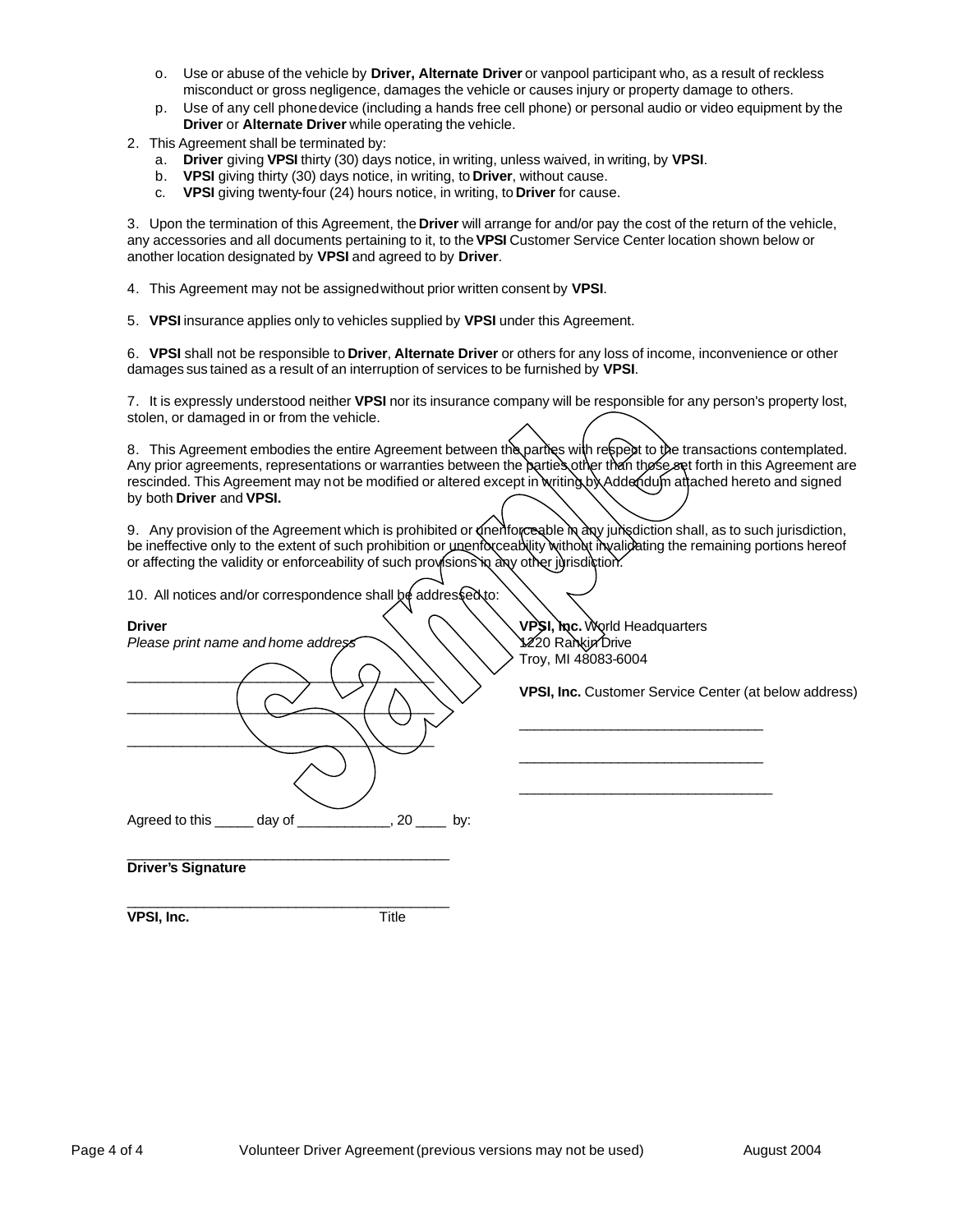o. Use or abuse of the vehicle by **Driver, Alternate Driver** or vanpool participant who, as a result of reckless misconduct or gross negligence, damages the vehicle or causes injury or property damage to others.

p. Use of any cell phone device (including a hands free cell phone) or personal audio or video equipment by the **Driver** or **Alternate Driver** while operating the vehicle.

2. This Agreement shall be terminated by:

   a. **Driver** giving **VPSI** thirty (30) days notice, in writing, unless waived, in writing, by **VPSI**.

   b. **VPSI** giving thirty (30) days notice, in writing, to **Driver**, without cause.

   c. **VPSI** giving twenty-four (24) hours notice, in writing, to **Driver** for cause.

3. Upon the termination of this Agreement, the **Driver** will arrange for and/or pay the cost of the return of the vehicle, any accessories and all documents pertaining to it, to the **VPSI** Customer Service Center location shown below or another location designated by **VPSI** and agreed to by **Driver**.

4. This Agreement may not be assigned without prior written consent by **VPSI**.

5. **VPSI** insurance applies only to vehicles supplied by **VPSI** under this Agreement.

6. **VPSI** shall not be responsible to **Driver**, **Alternate Driver** or others for any loss of income, inconvenience or other damages sustained as a result of an interruption of services to be furnished by **VPSI**.

7. It is expressly understood neither **VPSI** nor its insurance company will be responsible for any person's property lost, stolen, or damaged in or from the vehicle.

8. This Agreement embodies the entire Agreement between the parties with respect to the transactions contemplated. Any prior agreements, representations or warranties between the parties other than those set forth in this Agreement are rescinded. This Agreement may not be modified or altered except in writing by Addendum attached hereto and signed by both **Driver** and **VPSI.**

9. Any provision of the Agreement which is prohibited or unenforceable in any jurisdiction shall, as to such jurisdiction, be ineffective only to the extent of such prohibition or unenforceability without invalidating the remaining portions hereof or affecting the validity or enforceability of such provisions in any other jurisdiction.

10. All notices and/or correspondence shall be addressed to:

**Driver**
*Please print name and home address*

\_\_\_\_\_\_\_\_\_\_\_\_\_\_\_\_\_\_\_\_\_\_\_\_\_\_\_\_\_\_\_\_\_\_\_\_\_\_\_\_

\_\_\_\_\_\_\_\_\_\_\_\_\_\_\_\_\_\_\_\_\_\_\_\_\_\_\_\_\_\_\_\_\_\_\_\_\_\_\_\_

\_\_\_\_\_\_\_\_\_\_\_\_\_\_\_\_\_\_\_\_\_\_\_\_\_\_\_\_\_\_\_\_\_\_\_\_\_\_\_\_

**VPSI, Inc.** World Headquarters
1220 Rankin Drive
Troy, MI 48083-6004

**VPSI, Inc.** Customer Service Center (at below address)

\_\_\_\_\_\_\_\_\_\_\_\_\_\_\_\_\_\_\_\_\_\_\_\_\_\_\_\_\_\_\_\_

\_\_\_\_\_\_\_\_\_\_\_\_\_\_\_\_\_\_\_\_\_\_\_\_\_\_\_\_\_\_\_\_

\_\_\_\_\_\_\_\_\_\_\_\_\_\_\_\_\_\_\_\_\_\_\_\_\_\_\_\_\_\_\_\_

Agreed to this \_\_\_\_\_ day of \_\_\_\_\_\_\_\_\_\_\_\_, 20 \_\_\_\_ by:

\_\_\_\_\_\_\_\_\_\_\_\_\_\_\_\_\_\_\_\_\_\_\_\_\_\_\_\_\_\_\_\_\_\_\_\_\_\_\_\_
**Driver's Signature**

\_\_\_\_\_\_\_\_\_\_\_\_\_\_\_\_\_\_\_\_\_\_\_\_\_\_\_\_\_\_\_\_\_\_\_\_\_\_\_\_
**VPSI, Inc.** Title

Volunteer Driver Agreement (previous versions may not be used) August 2004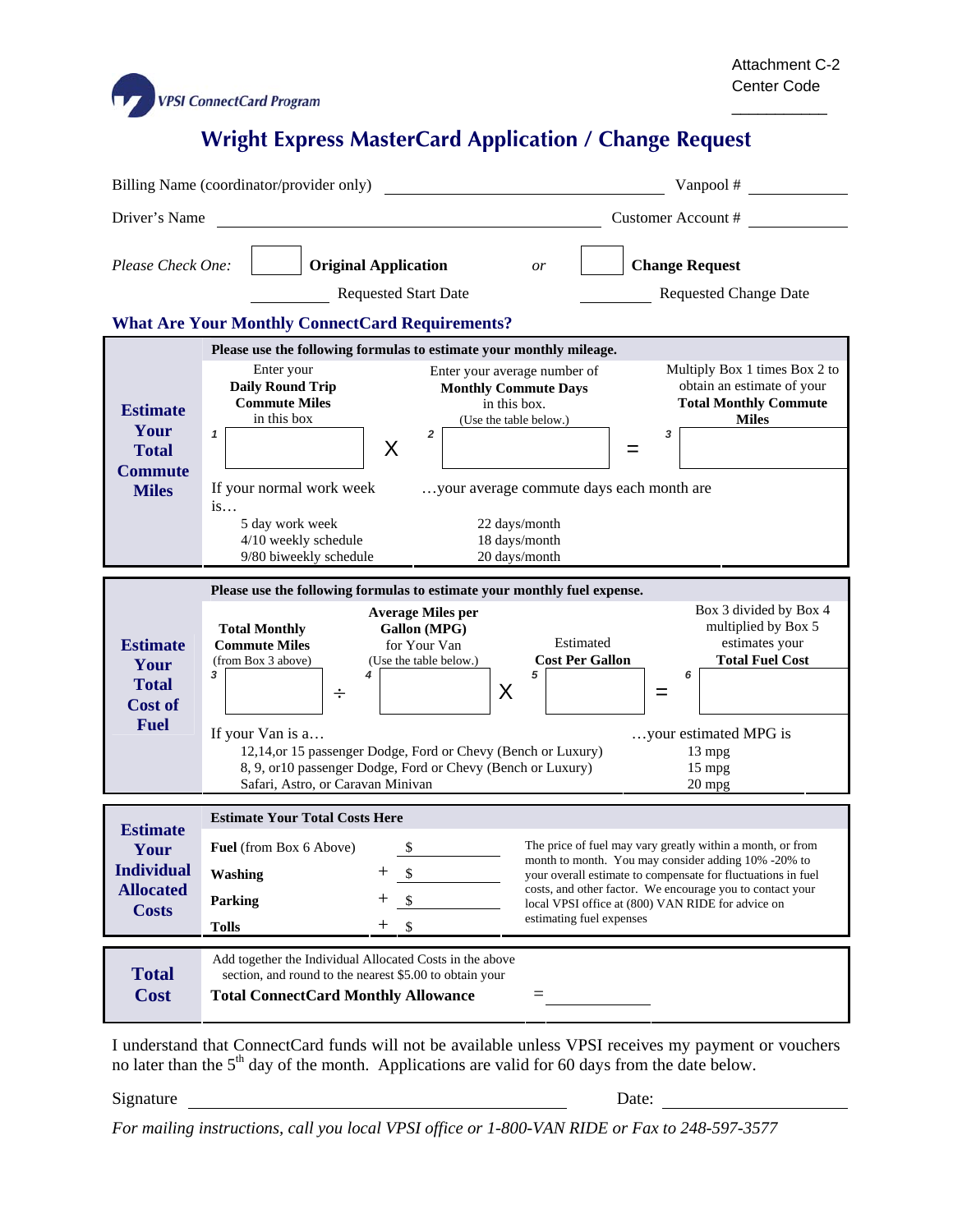Attachment C-2
Center Code ___________

VPSI ConnectCard Program

# Wright Express MasterCard Application / Change Request

Billing Name (coordinator/provider only) ______________________ Vanpool # ________

Driver's Name ______________________ Customer Account # ________

*Please Check One:* ☐ **Original Application** *or* ☐ **Change Request**

________ Requested Start Date ________ Requested Change Date

## What Are Your Monthly ConnectCard Requirements?

### Estimate Your Total Commute Miles

**Please use the following formulas to estimate your monthly mileage.**

| Enter your **Daily Round Trip Commute Miles** in this box | | Enter your average number of **Monthly Commute Days** in this box. (Use the table below.) | | Multiply Box 1 times Box 2 to obtain an estimate of your **Total Monthly Commute Miles** |
|---|---|---|---|---|
| 1 | X | 2 | = | 3 |

| If your normal work week is… | …your average commute days each month are |
|---|---|
| 5 day work week | 22 days/month |
| 4/10 weekly schedule | 18 days/month |
| 9/80 biweekly schedule | 20 days/month |

### Estimate Your Total Cost of Fuel

**Please use the following formulas to estimate your monthly fuel expense.**

| **Total Monthly Commute Miles** (from Box 3 above) | | **Average Miles per Gallon (MPG)** for Your Van (Use the table below.) | | Estimated **Cost Per Gallon** | | Box 3 divided by Box 4 multiplied by Box 5 estimates your **Total Fuel Cost** |
|---|---|---|---|---|---|---|
| 3 | ÷ | 4 | X | 5 | = | 6 |

| If your Van is a… | …your estimated MPG is |
|---|---|
| 12,14,or 15 passenger Dodge, Ford or Chevy (Bench or Luxury) | 13 mpg |
| 8, 9, or10 passenger Dodge, Ford or Chevy (Bench or Luxury) | 15 mpg |
| Safari, Astro, or Caravan Minivan | 20 mpg |

### Estimate Your Individual Allocated Costs

**Estimate Your Total Costs Here**

| | | |
|---|---|---|
| **Fuel** (from Box 6 Above) | | $ ________ |
| **Washing** | + | $ ________ |
| **Parking** | + | $ ________ |
| **Tolls** | + | $ ________ |

The price of fuel may vary greatly within a month, or from month to month. You may consider adding 10% -20% to your overall estimate to compensate for fluctuations in fuel costs, and other factor. We encourage you to contact your local VPSI office at (800) VAN RIDE for advice on estimating fuel expenses

### Total Cost

Add together the Individual Allocated Costs in the above section, and round to the nearest $5.00 to obtain your **Total ConnectCard Monthly Allowance** = ________

I understand that ConnectCard funds will not be available unless VPSI receives my payment or vouchers no later than the 5th day of the month. Applications are valid for 60 days from the date below.

Signature ______________________ Date: ____________

*For mailing instructions, call you local VPSI office or 1-800-VAN RIDE or Fax to 248-597-3577*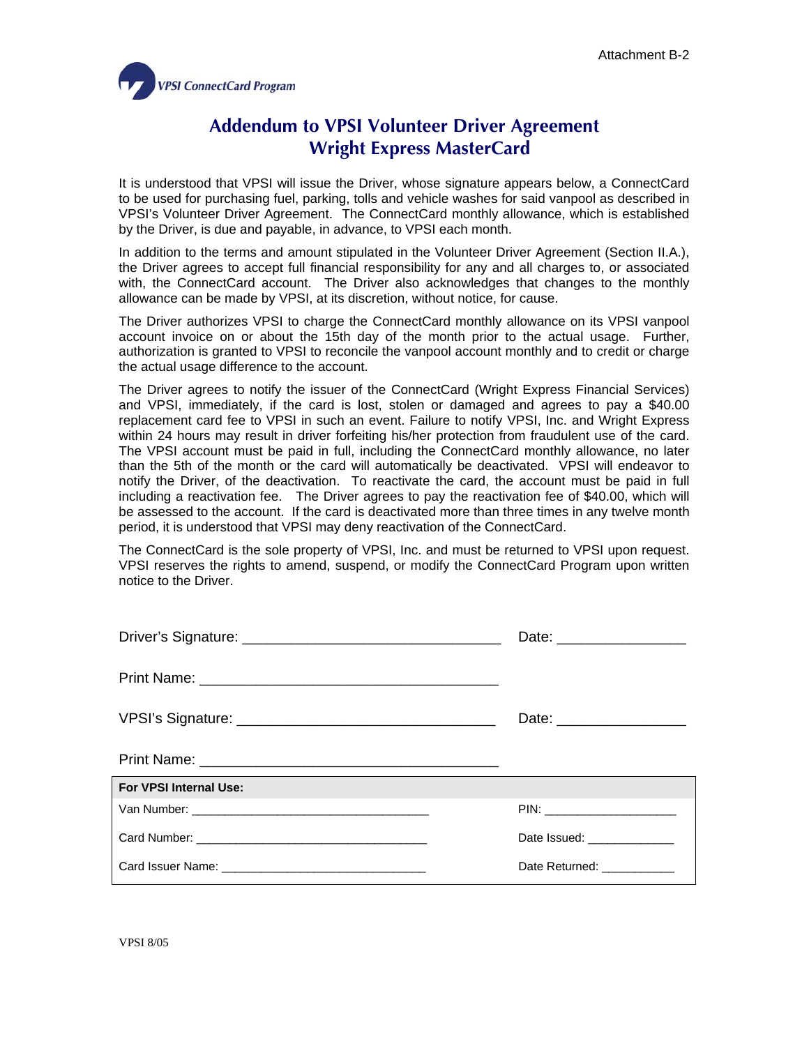Attachment B-2

VPSI ConnectCard Program

# Addendum to VPSI Volunteer Driver Agreement
# Wright Express MasterCard

It is understood that VPSI will issue the Driver, whose signature appears below, a ConnectCard to be used for purchasing fuel, parking, tolls and vehicle washes for said vanpool as described in VPSI's Volunteer Driver Agreement. The ConnectCard monthly allowance, which is established by the Driver, is due and payable, in advance, to VPSI each month.

In addition to the terms and amount stipulated in the Volunteer Driver Agreement (Section II.A.), the Driver agrees to accept full financial responsibility for any and all charges to, or associated with, the ConnectCard account. The Driver also acknowledges that changes to the monthly allowance can be made by VPSI, at its discretion, without notice, for cause.

The Driver authorizes VPSI to charge the ConnectCard monthly allowance on its VPSI vanpool account invoice on or about the 15th day of the month prior to the actual usage. Further, authorization is granted to VPSI to reconcile the vanpool account monthly and to credit or charge the actual usage difference to the account.

The Driver agrees to notify the issuer of the ConnectCard (Wright Express Financial Services) and VPSI, immediately, if the card is lost, stolen or damaged and agrees to pay a $40.00 replacement card fee to VPSI in such an event. Failure to notify VPSI, Inc. and Wright Express within 24 hours may result in driver forfeiting his/her protection from fraudulent use of the card. The VPSI account must be paid in full, including the ConnectCard monthly allowance, no later than the 5th of the month or the card will automatically be deactivated. VPSI will endeavor to notify the Driver, of the deactivation. To reactivate the card, the account must be paid in full including a reactivation fee. The Driver agrees to pay the reactivation fee of $40.00, which will be assessed to the account. If the card is deactivated more than three times in any twelve month period, it is understood that VPSI may deny reactivation of the ConnectCard.

The ConnectCard is the sole property of VPSI, Inc. and must be returned to VPSI upon request. VPSI reserves the rights to amend, suspend, or modify the ConnectCard Program upon written notice to the Driver.

Driver's Signature: _______________________________ Date: ________________

Print Name: ___________________________________

VPSI's Signature: _______________________________ Date: ________________

Print Name: ___________________________________

| **For VPSI Internal Use:** | |
|---|---|
| Van Number: ______________________________ | PIN: ____________________ |
| Card Number: ______________________________ | Date Issued: _____________ |
| Card Issuer Name: __________________________ | Date Returned: ___________ |

VPSI 8/05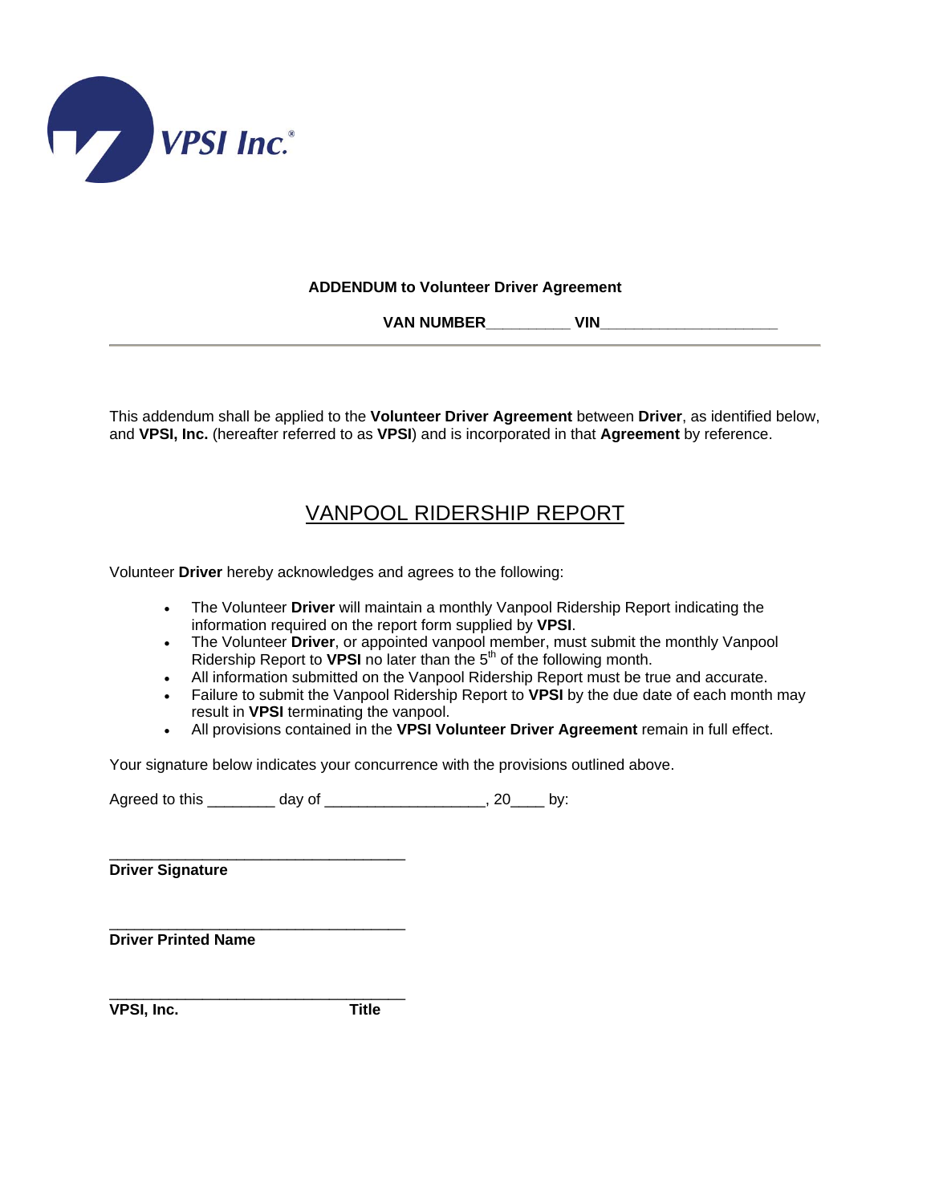VPSI Inc.®

**ADDENDUM to Volunteer Driver Agreement**

**VAN NUMBER**__________ **VIN**______________________

---

This addendum shall be applied to the **Volunteer Driver Agreement** between **Driver**, as identified below, and **VPSI, Inc.** (hereafter referred to as **VPSI**) and is incorporated in that **Agreement** by reference.

## VANPOOL RIDERSHIP REPORT

Volunteer **Driver** hereby acknowledges and agrees to the following:

- The Volunteer **Driver** will maintain a monthly Vanpool Ridership Report indicating the information required on the report form supplied by **VPSI**.
- The Volunteer **Driver**, or appointed vanpool member, must submit the monthly Vanpool Ridership Report to **VPSI** no later than the 5th of the following month.
- All information submitted on the Vanpool Ridership Report must be true and accurate.
- Failure to submit the Vanpool Ridership Report to **VPSI** by the due date of each month may result in **VPSI** terminating the vanpool.
- All provisions contained in the **VPSI Volunteer Driver Agreement** remain in full effect.

Your signature below indicates your concurrence with the provisions outlined above.

Agreed to this ________ day of __________________, 20____ by:

___________________________________
**Driver Signature**

___________________________________
**Driver Printed Name**

___________________________________
**VPSI, Inc.** **Title**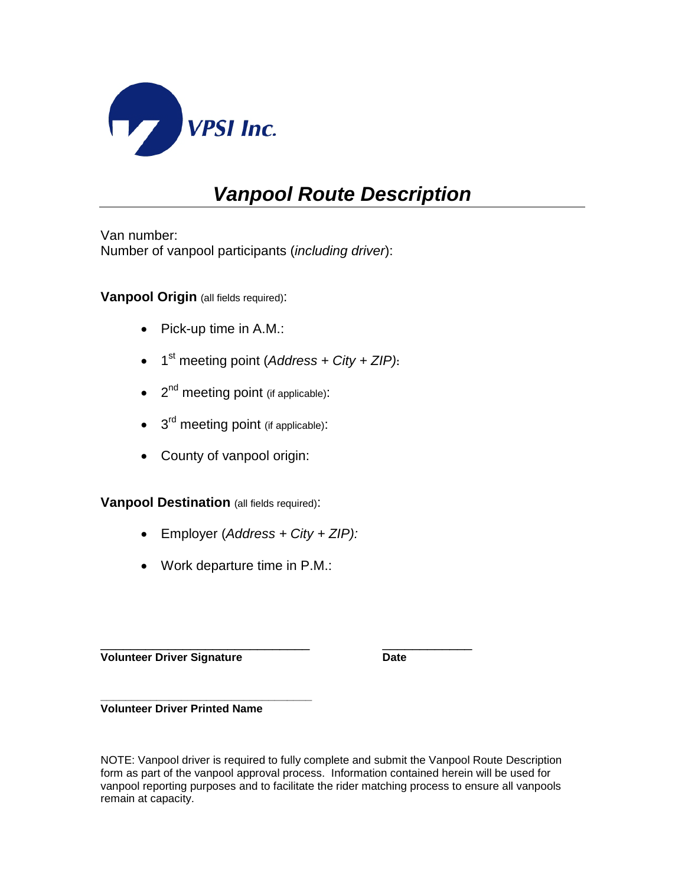VPSI Inc.

# *Vanpool Route Description*

Van number:
Number of vanpool participants (*including driver*):

**Vanpool Origin** (all fields required):

- Pick-up time in A.M.:
- 1st meeting point (*Address + City + ZIP)*:
- 2nd meeting point (if applicable):
- 3rd meeting point (if applicable):
- County of vanpool origin:

**Vanpool Destination** (all fields required):

- Employer (*Address + City + ZIP):*
- Work departure time in P.M.:

_______________________________ _____________
**Volunteer Driver Signature** **Date**

_______________________________
**Volunteer Driver Printed Name**

NOTE: Vanpool driver is required to fully complete and submit the Vanpool Route Description form as part of the vanpool approval process. Information contained herein will be used for vanpool reporting purposes and to facilitate the rider matching process to ensure all vanpools remain at capacity.